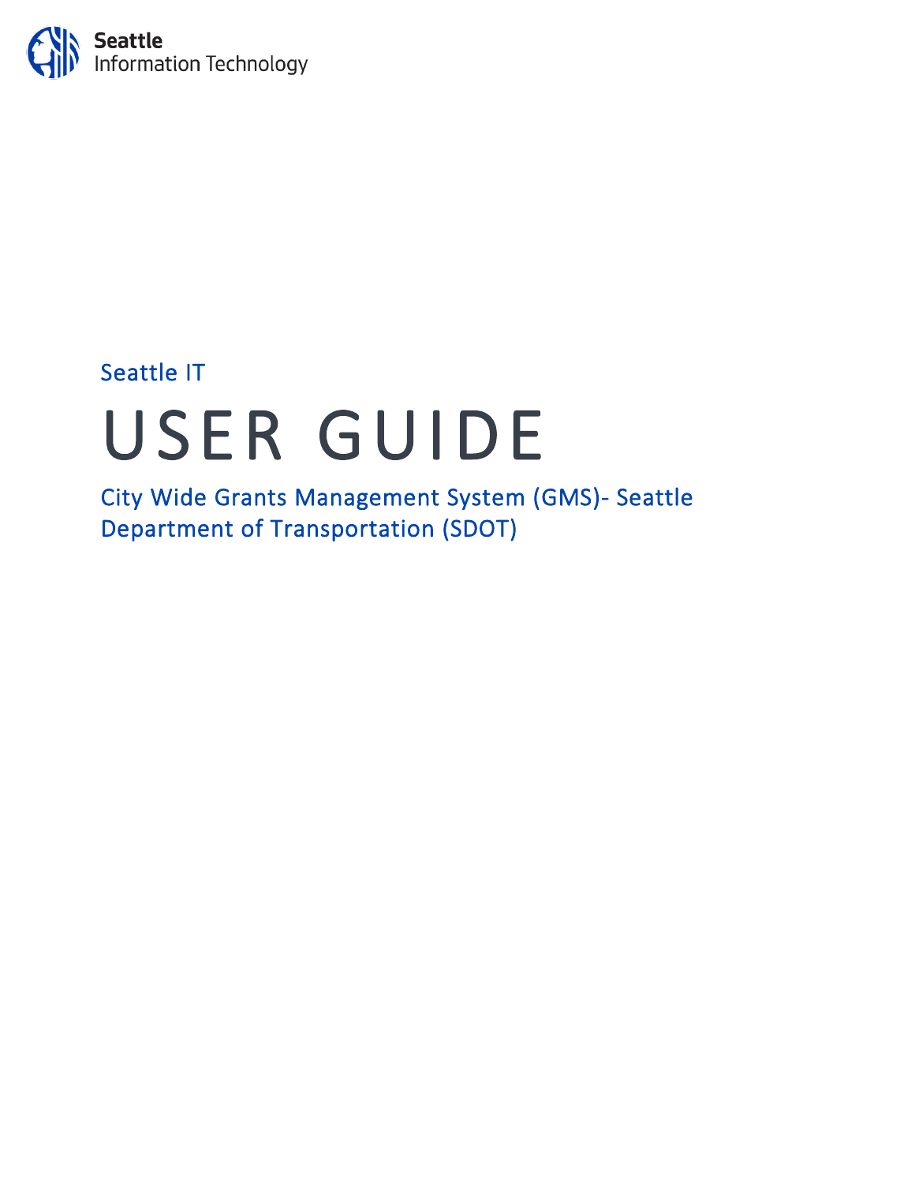Seattle
Information Technology

Seattle IT

# USER GUIDE

## City Wide Grants Management System (GMS)- Seattle Department of Transportation (SDOT)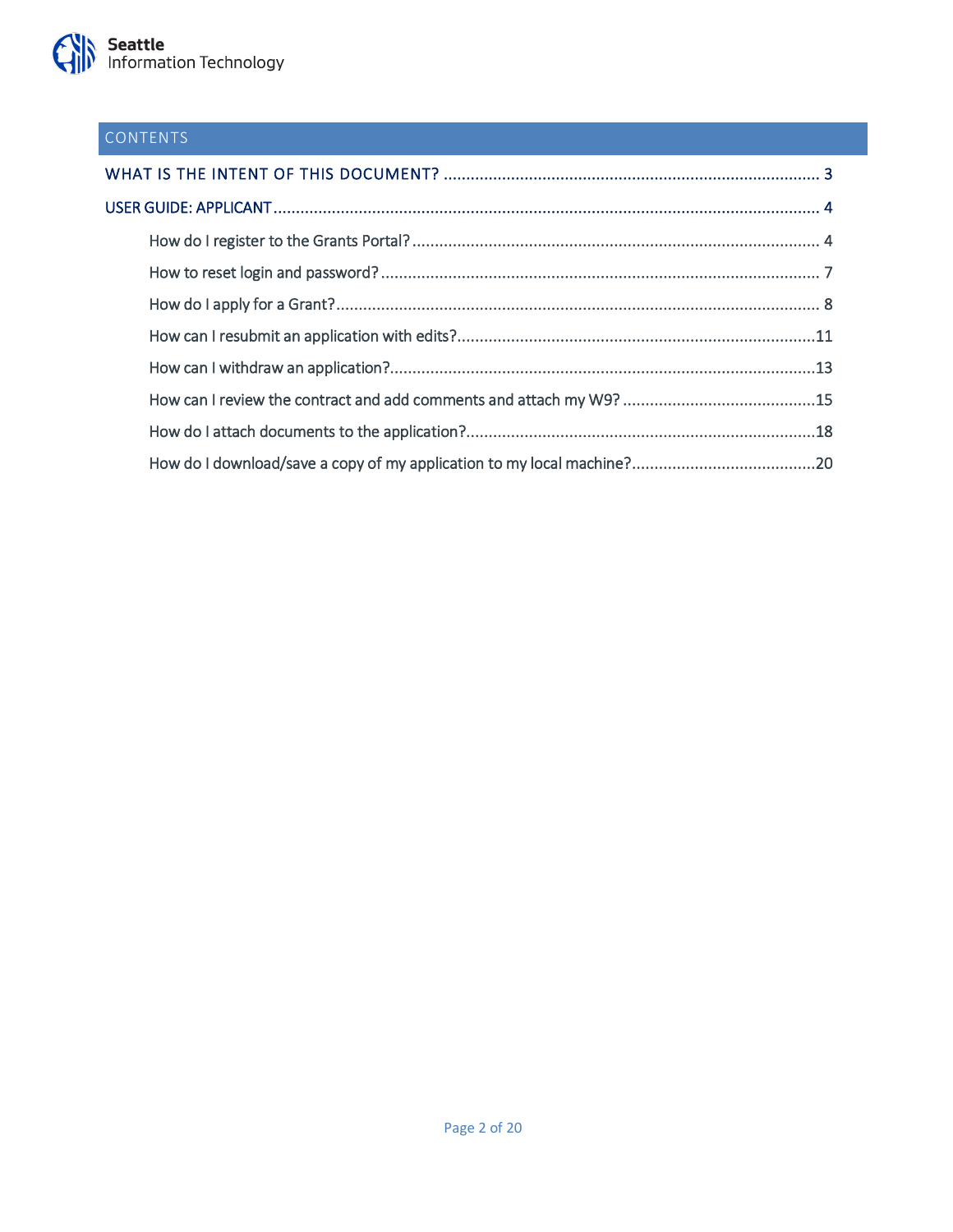## CONTENTS

WHAT IS THE INTENT OF THIS DOCUMENT? .................................................................................... 3

USER GUIDE: APPLICANT .................................................................................................................. 4

- How do I register to the Grants Portal? ........................................................................................ 4
- How to reset login and password? ............................................................................................... 7
- How do I apply for a Grant? .......................................................................................................... 8
- How can I resubmit an application with edits? ............................................................................. 11
- How can I withdraw an application? ............................................................................................ 13
- How can I review the contract and add comments and attach my W9? ......................................... 15
- How do I attach documents to the application? ........................................................................... 18
- How do I download/save a copy of my application to my local machine? ..................................... 20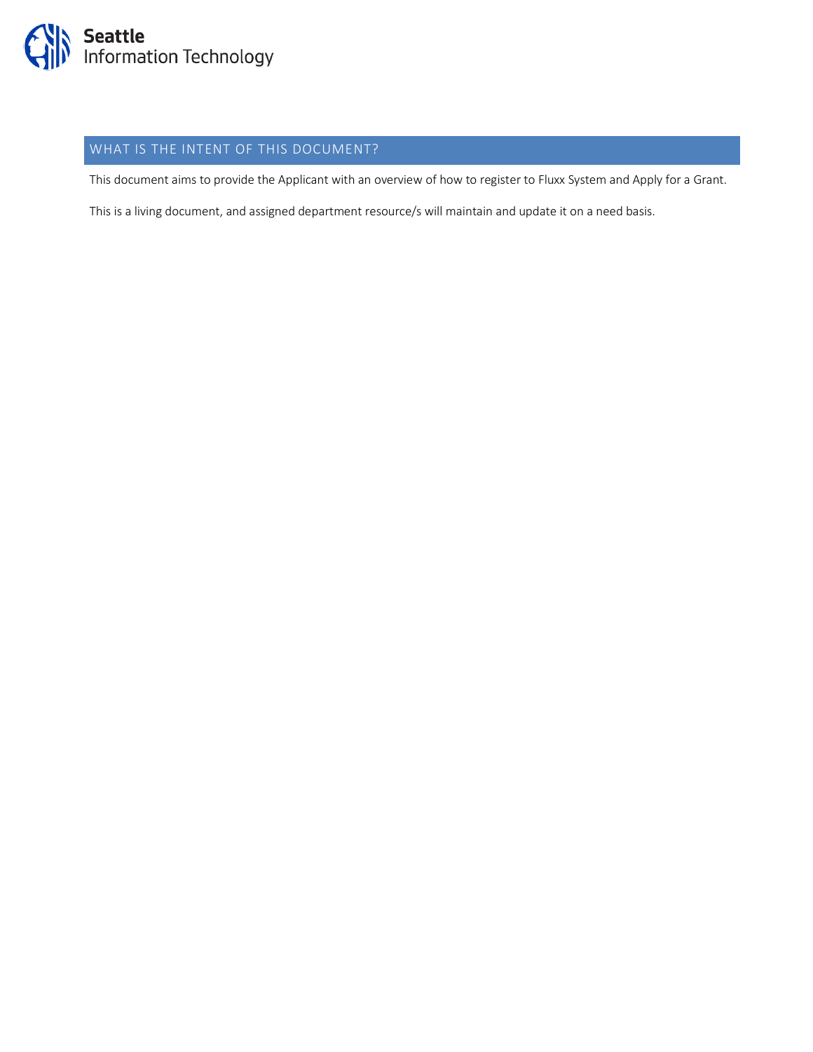## WHAT IS THE INTENT OF THIS DOCUMENT?

This document aims to provide the Applicant with an overview of how to register to Fluxx System and Apply for a Grant.

This is a living document, and assigned department resource/s will maintain and update it on a need basis.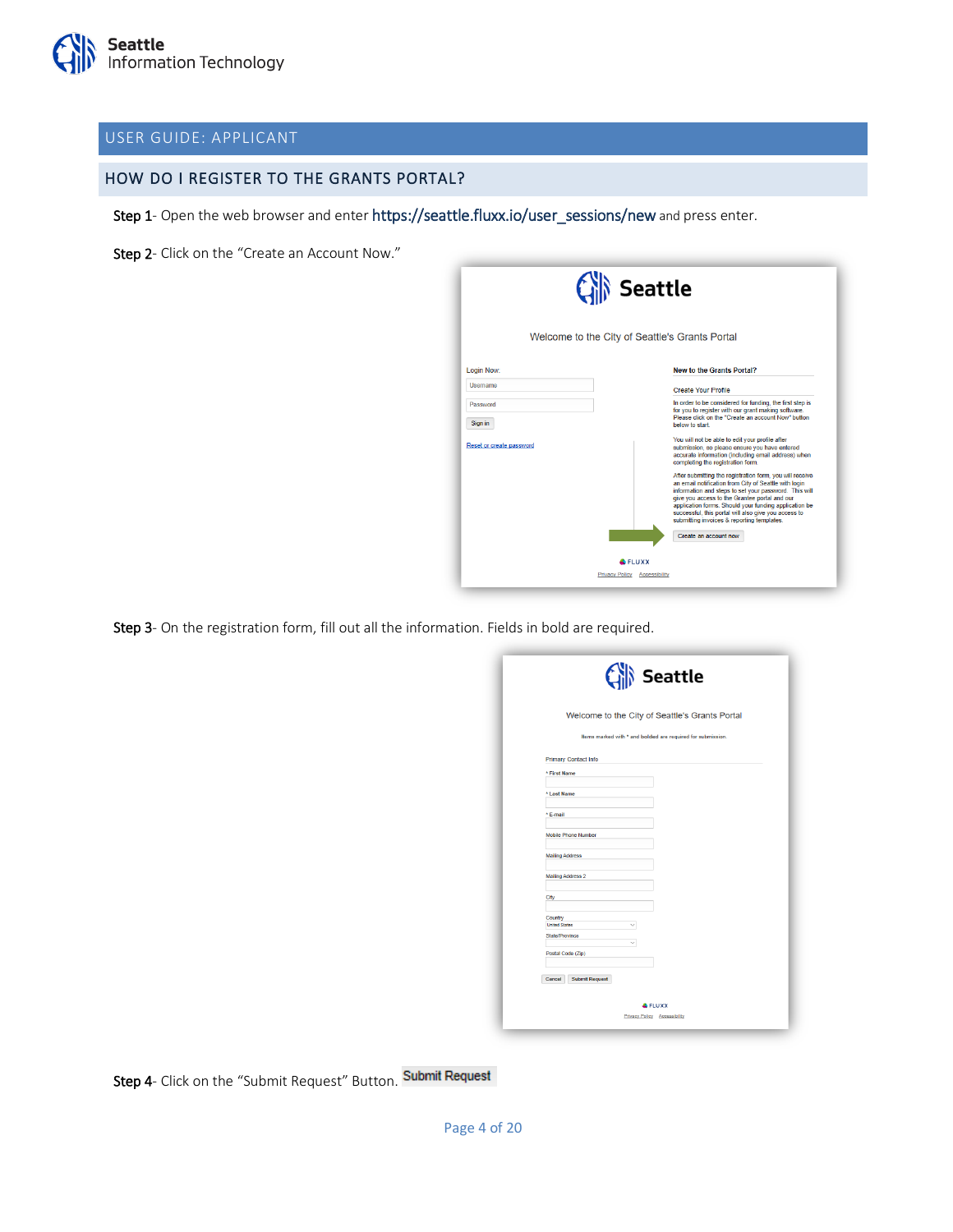USER GUIDE: APPLICANT

## HOW DO I REGISTER TO THE GRANTS PORTAL?

**Step 1**- Open the web browser and enter https://seattle.fluxx.io/user_sessions/new and press enter.

**Step 2**- Click on the "Create an Account Now."

**Step 3**- On the registration form, fill out all the information. Fields in bold are required.

**Step 4**- Click on the "Submit Request" Button.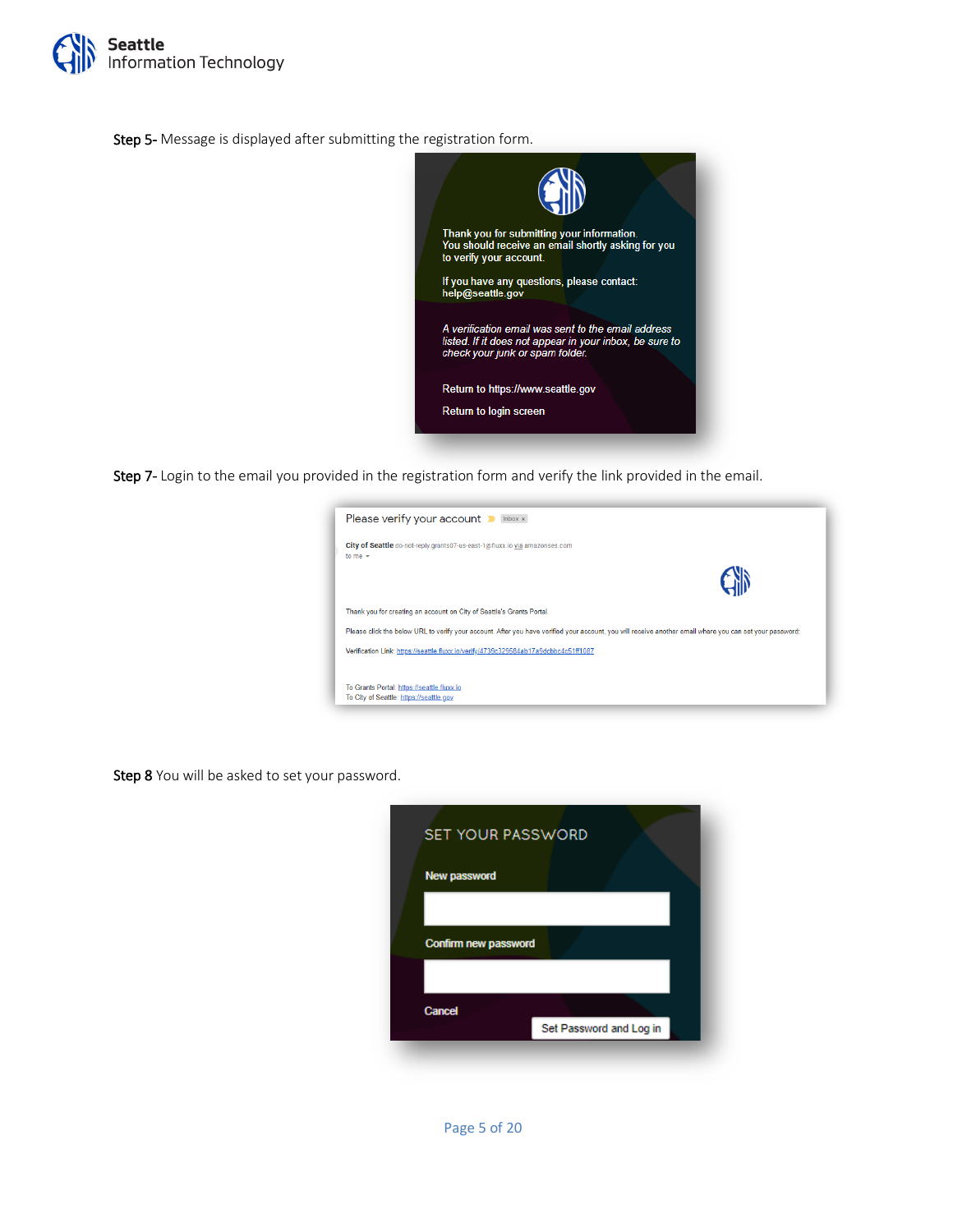**Step 5-** Message is displayed after submitting the registration form.

Thank you for submitting your information.
You should receive an email shortly asking for you to verify your account.

If you have any questions, please contact:
help@seattle.gov

*A verification email was sent to the email address listed. If it does not appear in your inbox, be sure to check your junk or spam folder.*

Return to https://www.seattle.gov

Return to login screen

**Step 7-** Login to the email you provided in the registration form and verify the link provided in the email.

Please verify your account

City of Seattle do-not-reply.grants07-us-east-1@fluxx.io via amazonses.com
to me

Thank you for creating an account on City of Seattle's Grants Portal

Please click the below URL to verify your account. After you have verified your account, you will receive another email where you can set your password:

Verification Link: https://seattle.fluxx.io/verify/4739c329584ab17a9dcbbc4c51ff1087

To Grants Portal: https://seattle.fluxx.io
To City of Seattle: https://seattle.gov

**Step 8** You will be asked to set your password.

SET YOUR PASSWORD

New password

Confirm new password

Cancel

Set Password and Log in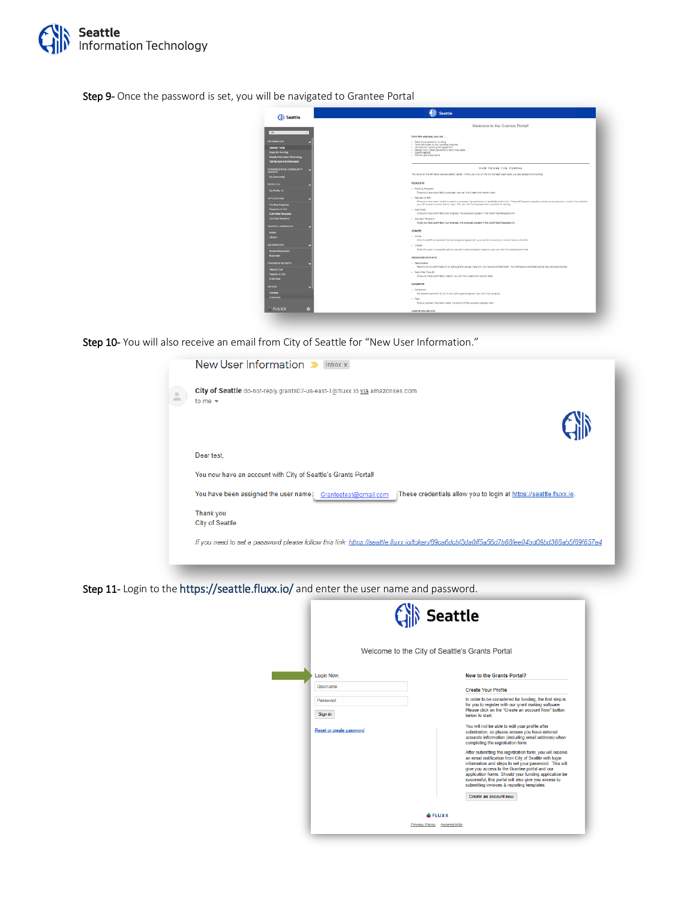**Step 9**- Once the password is set, you will be navigated to Grantee Portal

**Step 10**- You will also receive an email from City of Seattle for "New User Information."

**Step 11**- Login to the https://seattle.fluxx.io/ and enter the user name and password.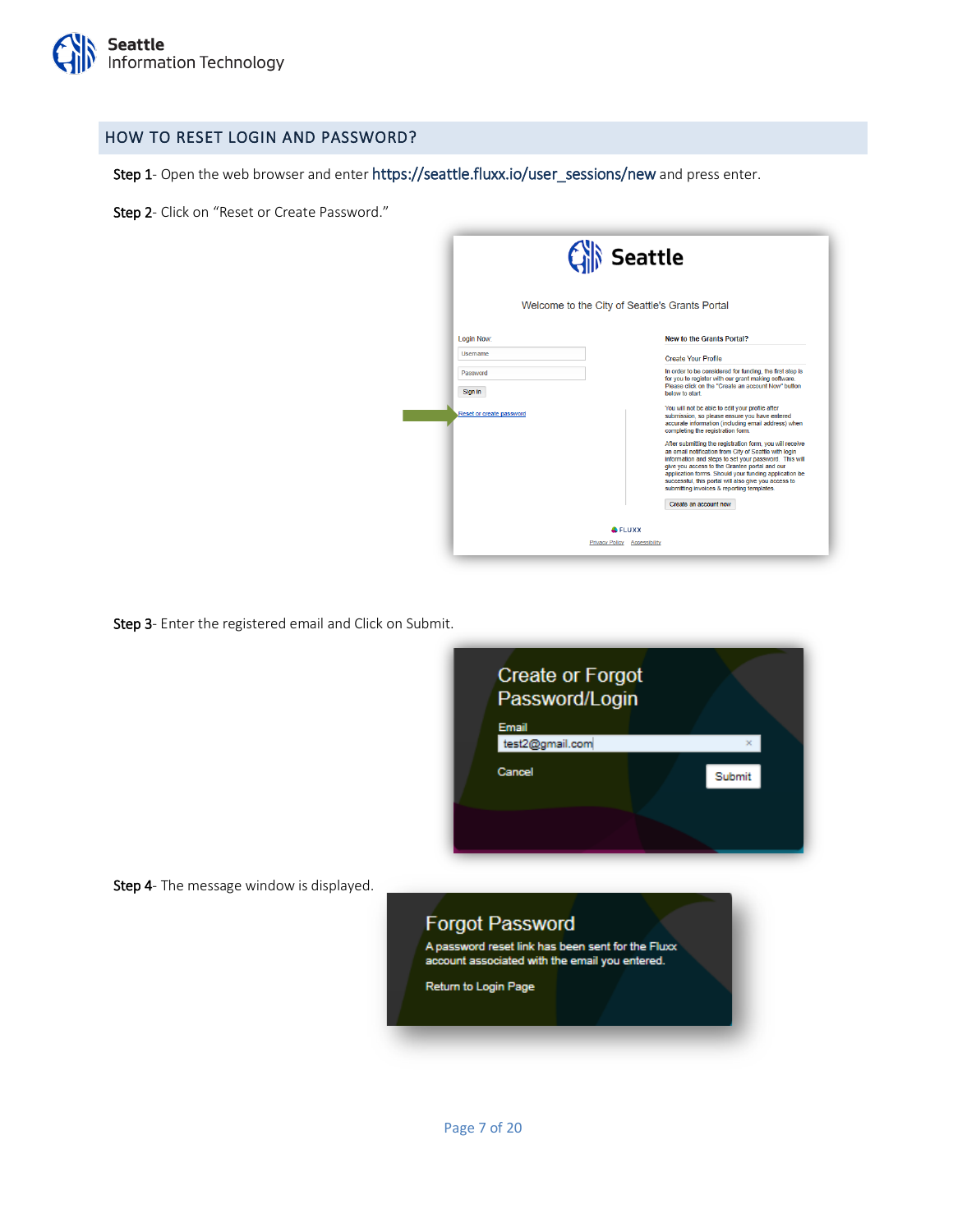## HOW TO RESET LOGIN AND PASSWORD?

**Step 1**- Open the web browser and enter https://seattle.fluxx.io/user_sessions/new and press enter.

**Step 2**- Click on "Reset or Create Password."

**Step 3**- Enter the registered email and Click on Submit.

**Step 4**- The message window is displayed.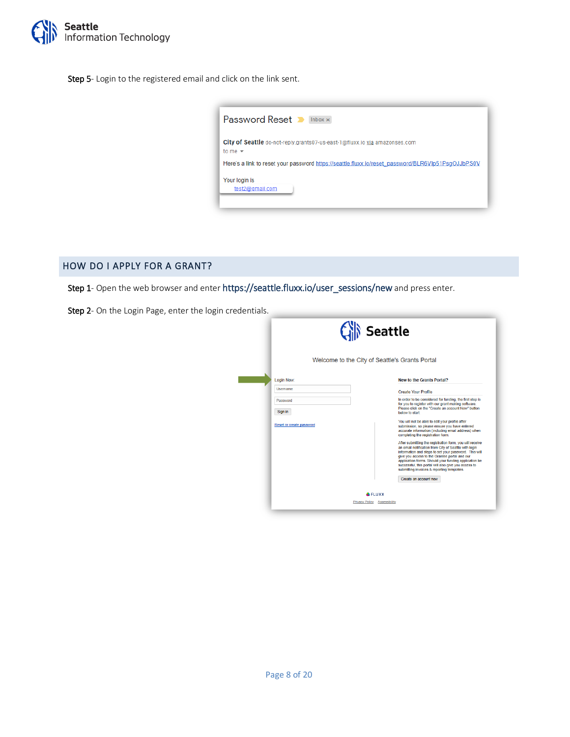**Step 5**- Login to the registered email and click on the link sent.

## HOW DO I APPLY FOR A GRANT?

**Step 1**- Open the web browser and enter https://seattle.fluxx.io/user_sessions/new and press enter.

**Step 2**- On the Login Page, enter the login credentials.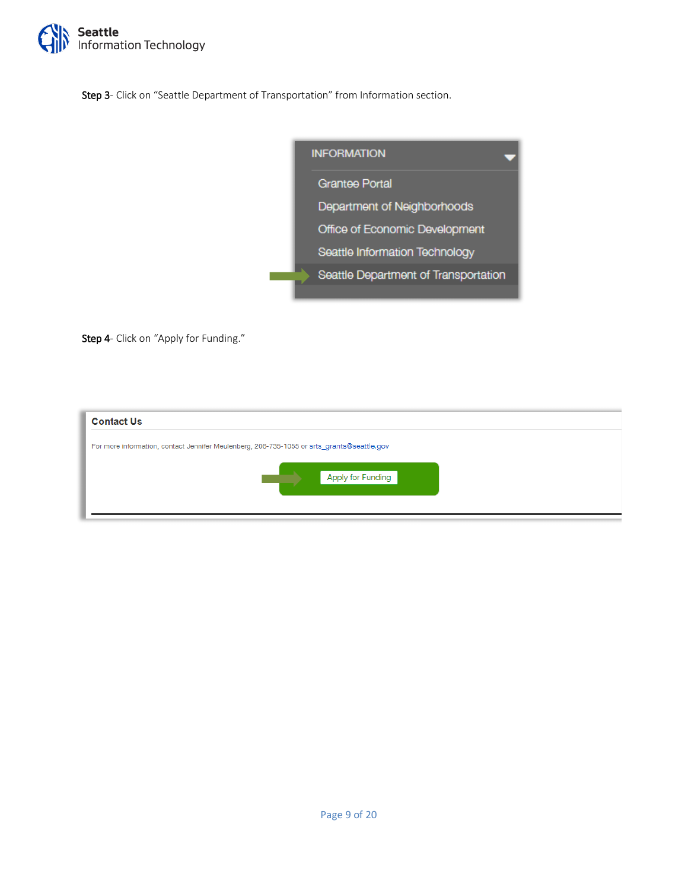**Step 3**- Click on “Seattle Department of Transportation” from Information section.

INFORMATION

- Grantee Portal
- Department of Neighborhoods
- Office of Economic Development
- Seattle Information Technology
- Seattle Department of Transportation

**Step 4**- Click on “Apply for Funding.”

**Contact Us**

For more information, contact Jennifer Meulenberg, 206-735-1055 or srts_grants@seattle.gov

Apply for Funding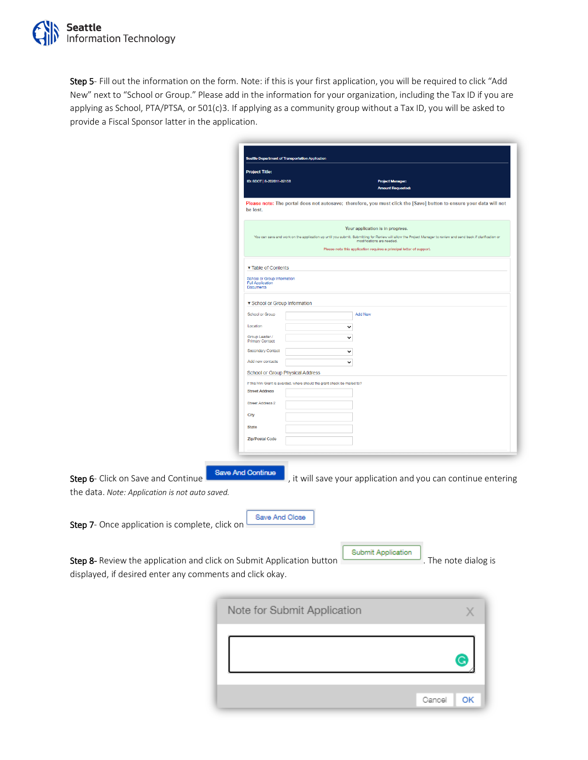**Step 5**- Fill out the information on the form. Note: if this is your first application, you will be required to click “Add New” next to “School or Group.” Please add in the information for your organization, including the Tax ID if you are applying as School, PTA/PTSA, or 501(c)3. If applying as a community group without a Tax ID, you will be asked to provide a Fiscal Sponsor latter in the application.

**Step 6**- Click on Save and Continue [Save And Continue], it will save your application and you can continue entering the data. *Note: Application is not auto saved.*

**Step 7**- Once application is complete, click on [Save And Close]

**Step 8**- Review the application and click on Submit Application button [Submit Application]. The note dialog is displayed, if desired enter any comments and click okay.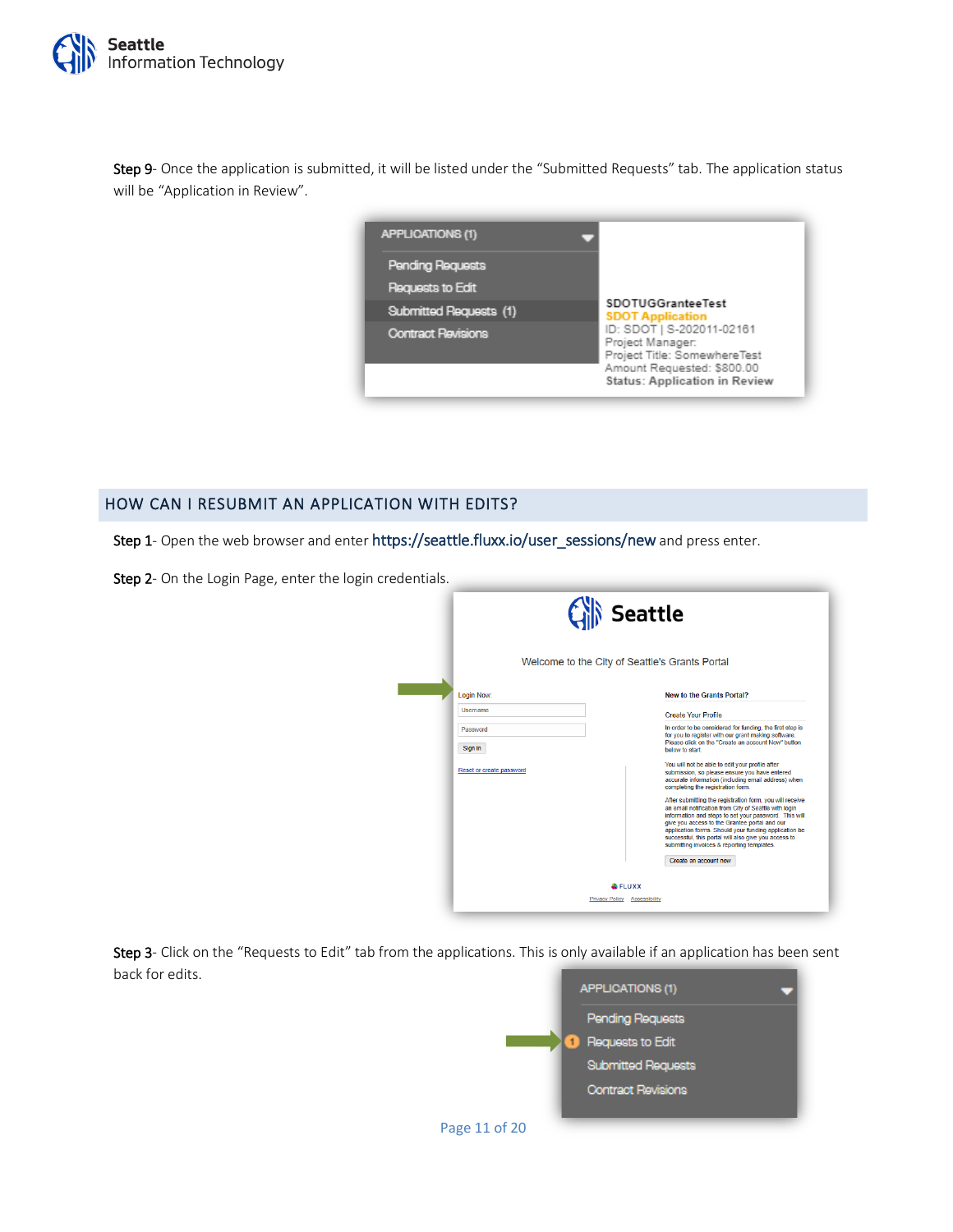**Step 9**- Once the application is submitted, it will be listed under the “Submitted Requests” tab. The application status will be “Application in Review”.

## HOW CAN I RESUBMIT AN APPLICATION WITH EDITS?

**Step 1**- Open the web browser and enter https://seattle.fluxx.io/user_sessions/new and press enter.

**Step 2**- On the Login Page, enter the login credentials.

**Step 3**- Click on the “Requests to Edit” tab from the applications. This is only available if an application has been sent back for edits.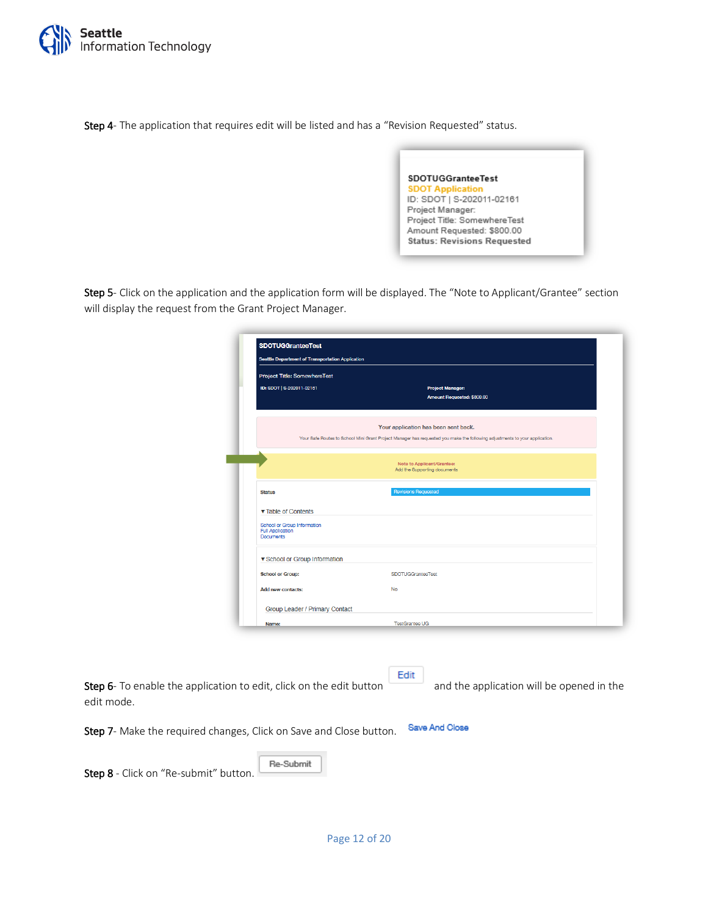**Step 4**- The application that requires edit will be listed and has a "Revision Requested" status.

**Step 5**- Click on the application and the application form will be displayed. The "Note to Applicant/Grantee" section will display the request from the Grant Project Manager.

**Step 6**- To enable the application to edit, click on the edit button Edit and the application will be opened in the edit mode.

**Step 7**- Make the required changes, Click on Save and Close button. Save And Close

**Step 8** - Click on "Re-submit" button. Re-Submit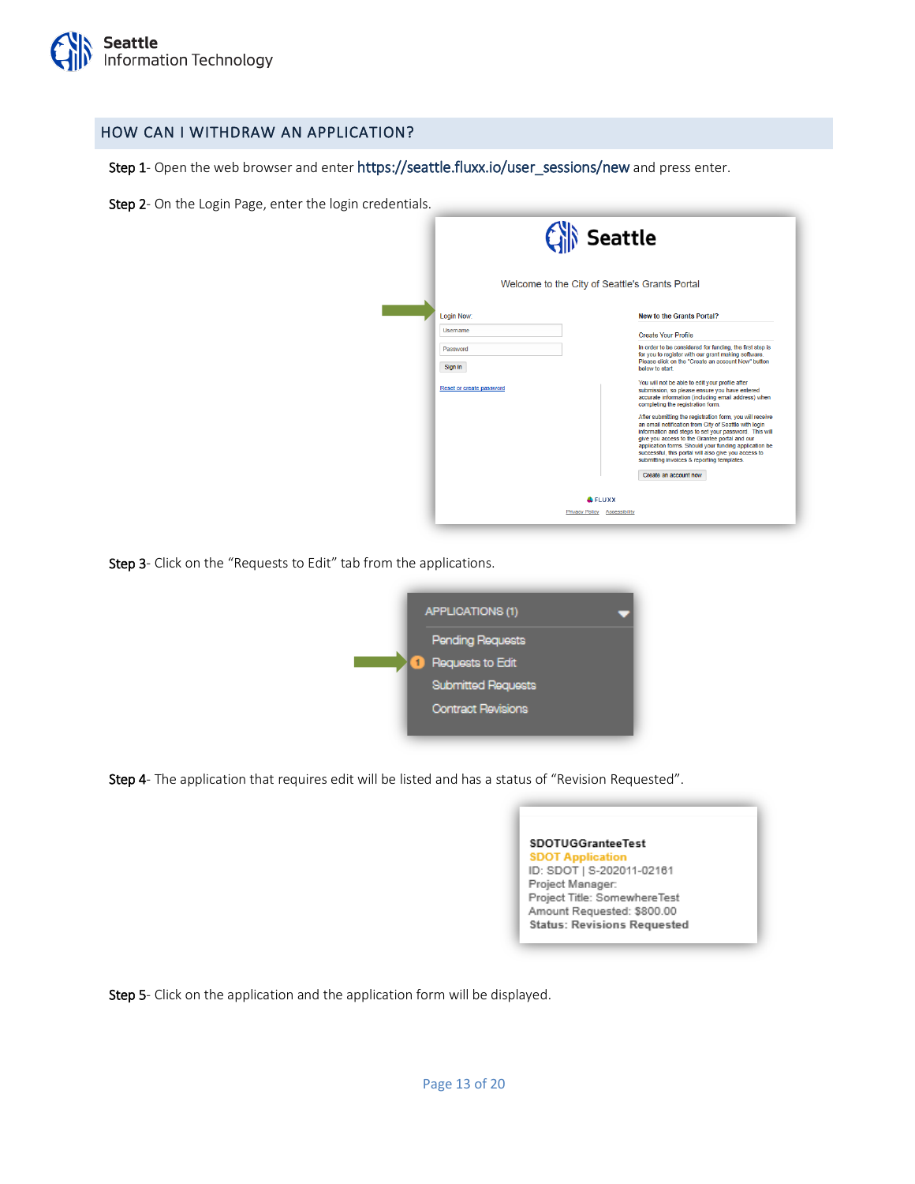## HOW CAN I WITHDRAW AN APPLICATION?

**Step 1**- Open the web browser and enter https://seattle.fluxx.io/user_sessions/new and press enter.

**Step 2**- On the Login Page, enter the login credentials.

**Step 3**- Click on the "Requests to Edit" tab from the applications.

**Step 4**- The application that requires edit will be listed and has a status of "Revision Requested".

**Step 5**- Click on the application and the application form will be displayed.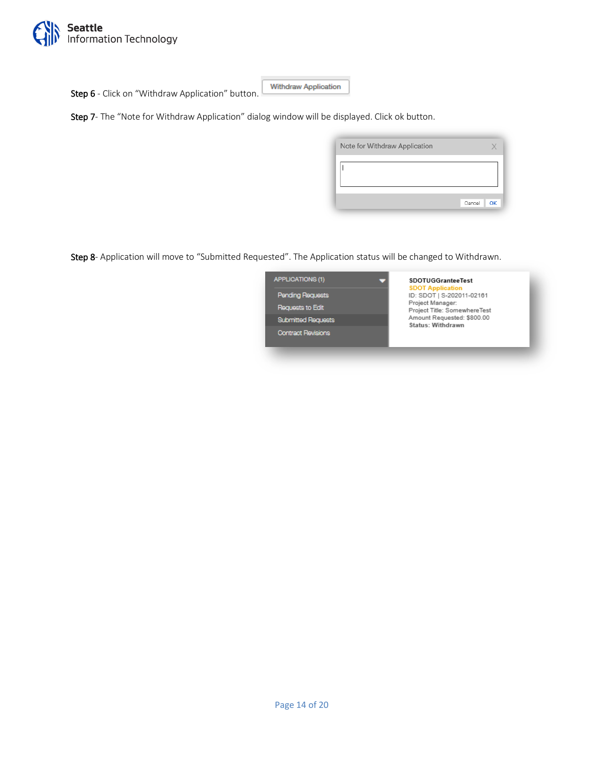**Step 6** - Click on "Withdraw Application" button.

**Step 7**- The "Note for Withdraw Application" dialog window will be displayed. Click ok button.

**Step 8**- Application will move to "Submitted Requested". The Application status will be changed to Withdrawn.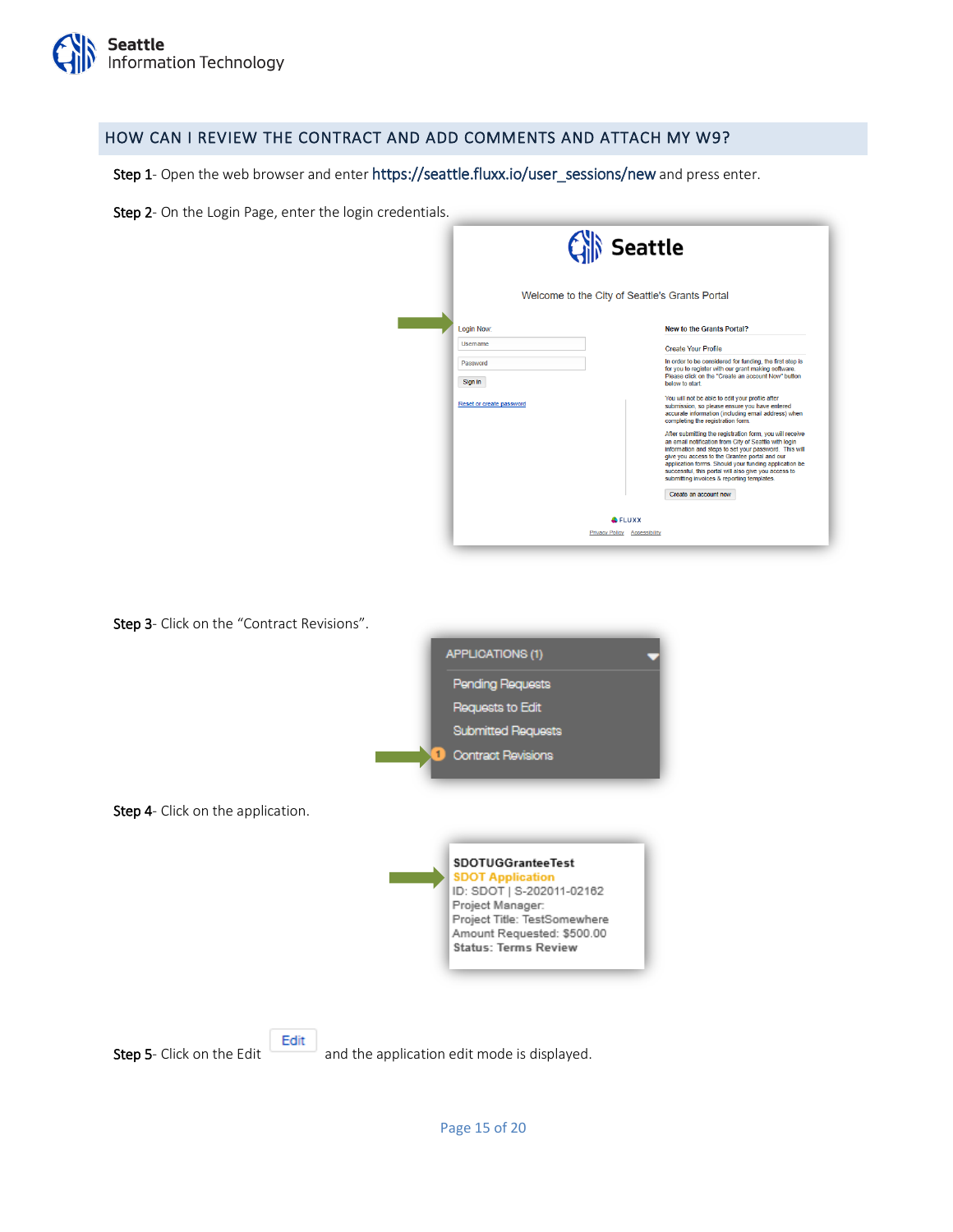## HOW CAN I REVIEW THE CONTRACT AND ADD COMMENTS AND ATTACH MY W9?

**Step 1**- Open the web browser and enter https://seattle.fluxx.io/user_sessions/new and press enter.

**Step 2**- On the Login Page, enter the login credentials.

**Step 3**- Click on the "Contract Revisions".

**Step 4**- Click on the application.

**Step 5**- Click on the Edit Edit and the application edit mode is displayed.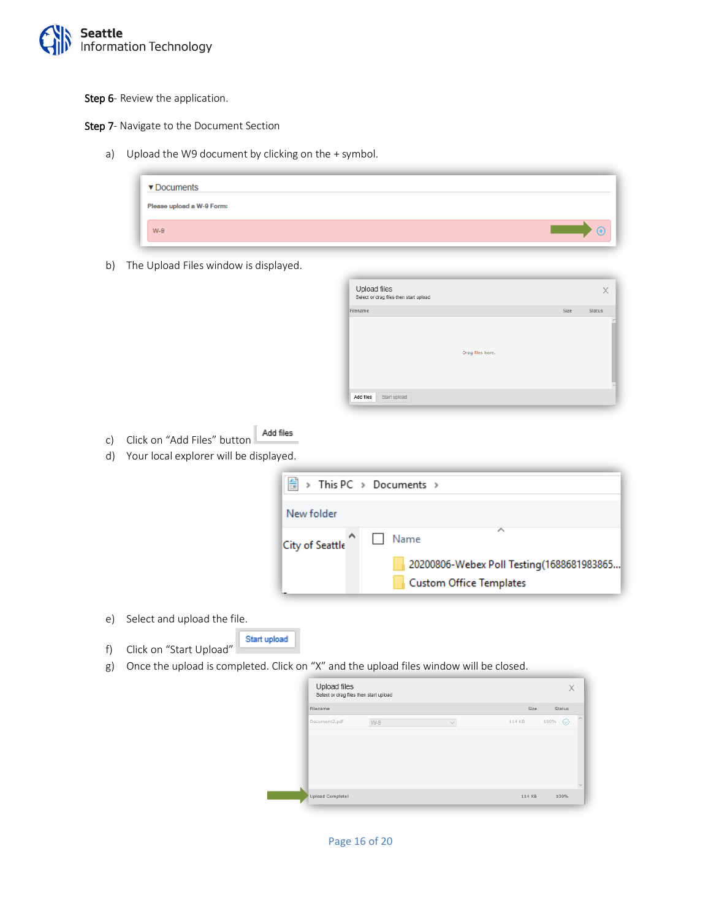**Step 6**- Review the application.

**Step 7**- Navigate to the Document Section

a) Upload the W9 document by clicking on the + symbol.

b) The Upload Files window is displayed.

c) Click on "Add Files" button

d) Your local explorer will be displayed.

e) Select and upload the file.

f) Click on "Start Upload"

g) Once the upload is completed. Click on "X" and the upload files window will be closed.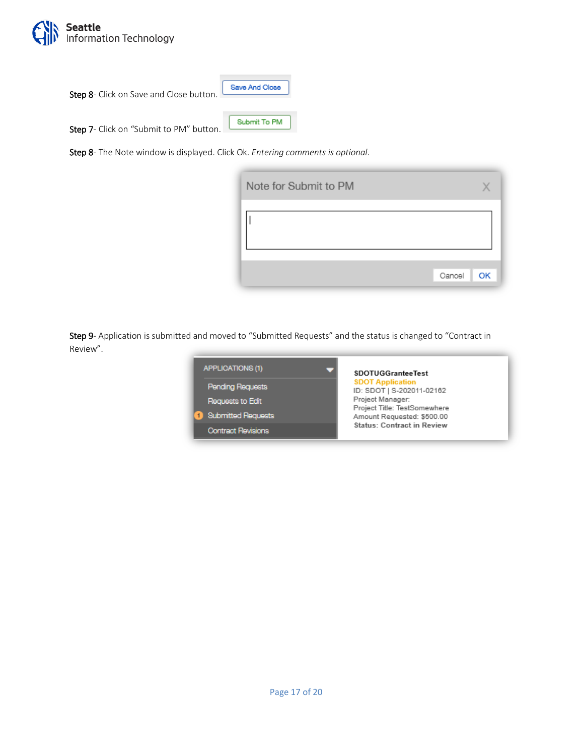**Step 8**- Click on Save and Close button.

**Step 7**- Click on "Submit to PM" button.

**Step 8**- The Note window is displayed. Click Ok. *Entering comments is optional*.

**Step 9**- Application is submitted and moved to "Submitted Requests" and the status is changed to "Contract in Review".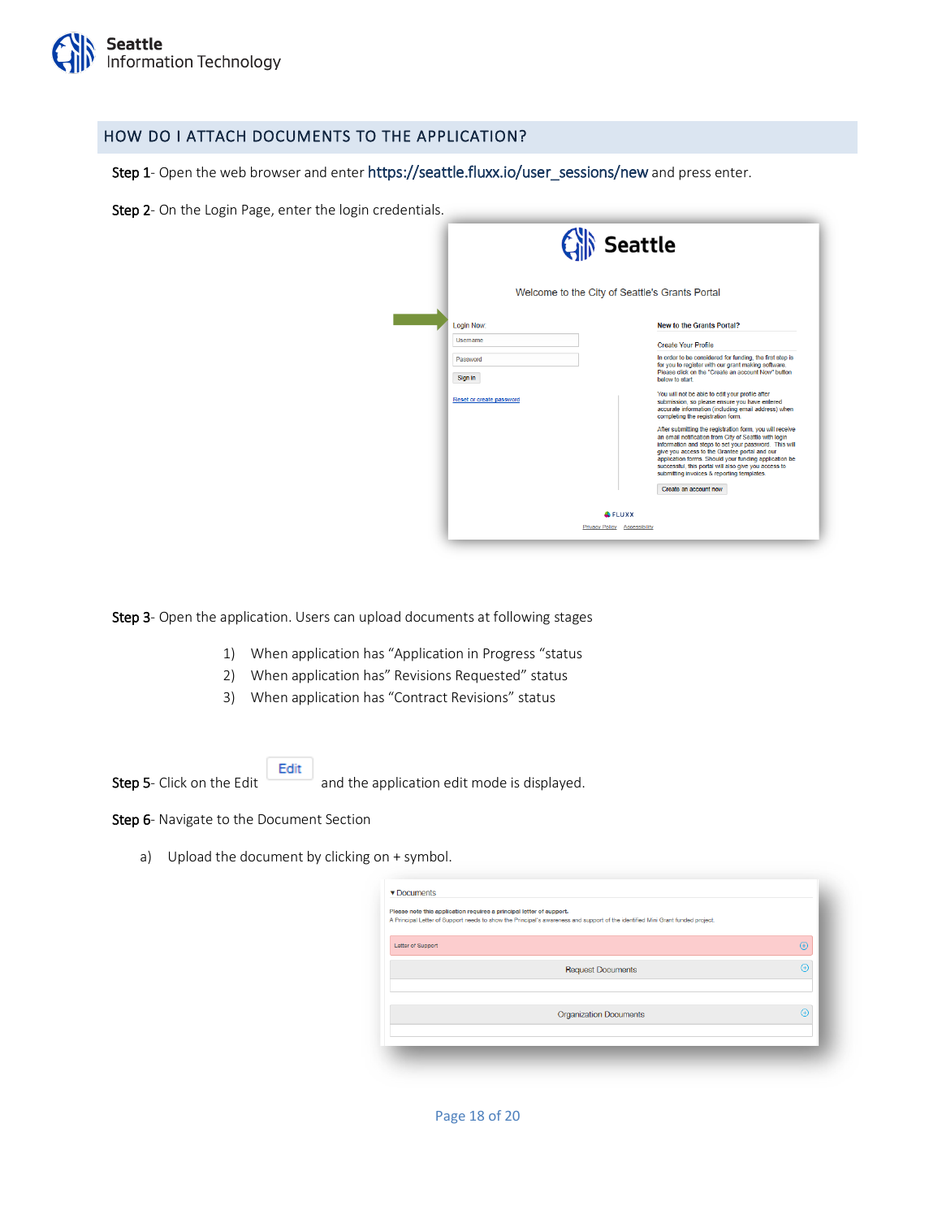## HOW DO I ATTACH DOCUMENTS TO THE APPLICATION?

**Step 1**- Open the web browser and enter https://seattle.fluxx.io/user_sessions/new and press enter.

**Step 2**- On the Login Page, enter the login credentials.

**Step 3**- Open the application. Users can upload documents at following stages

1) When application has "Application in Progress "status
2) When application has" Revisions Requested" status
3) When application has "Contract Revisions" status

**Step 5**- Click on the Edit [Edit] and the application edit mode is displayed.

**Step 6**- Navigate to the Document Section

a) Upload the document by clicking on + symbol.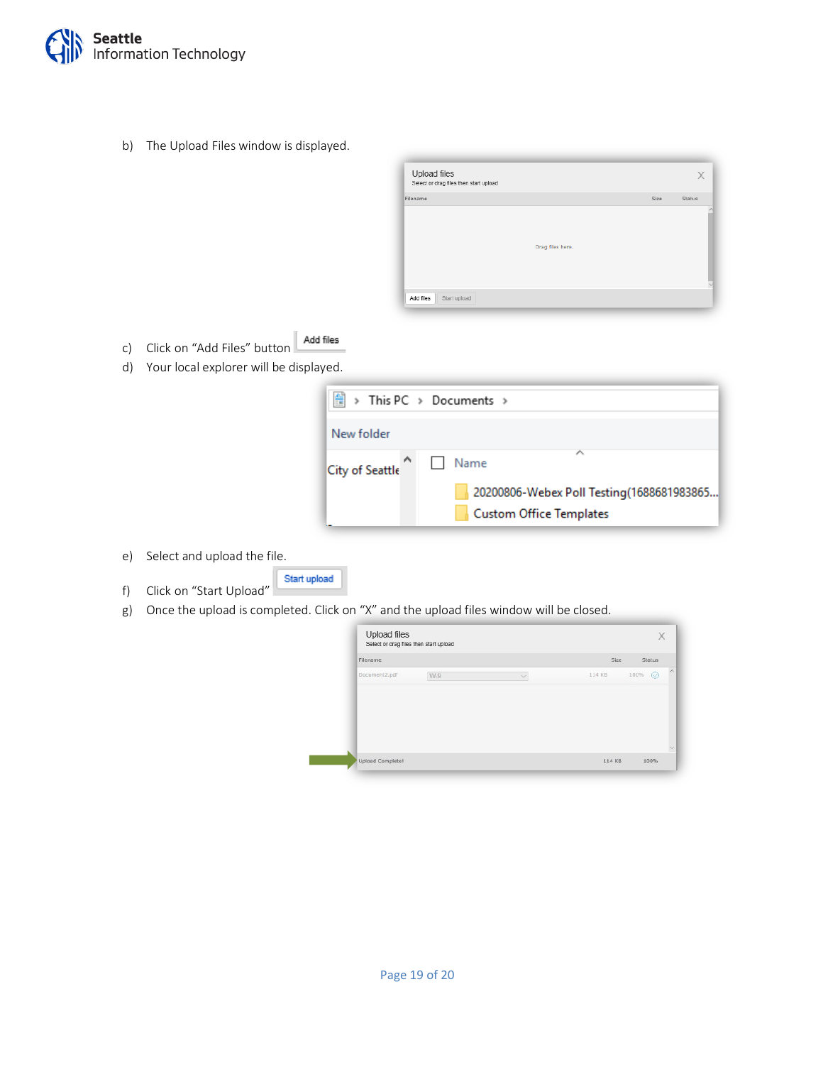b) The Upload Files window is displayed.

c) Click on "Add Files" button

d) Your local explorer will be displayed.

e) Select and upload the file.

f) Click on "Start Upload"

g) Once the upload is completed. Click on "X" and the upload files window will be closed.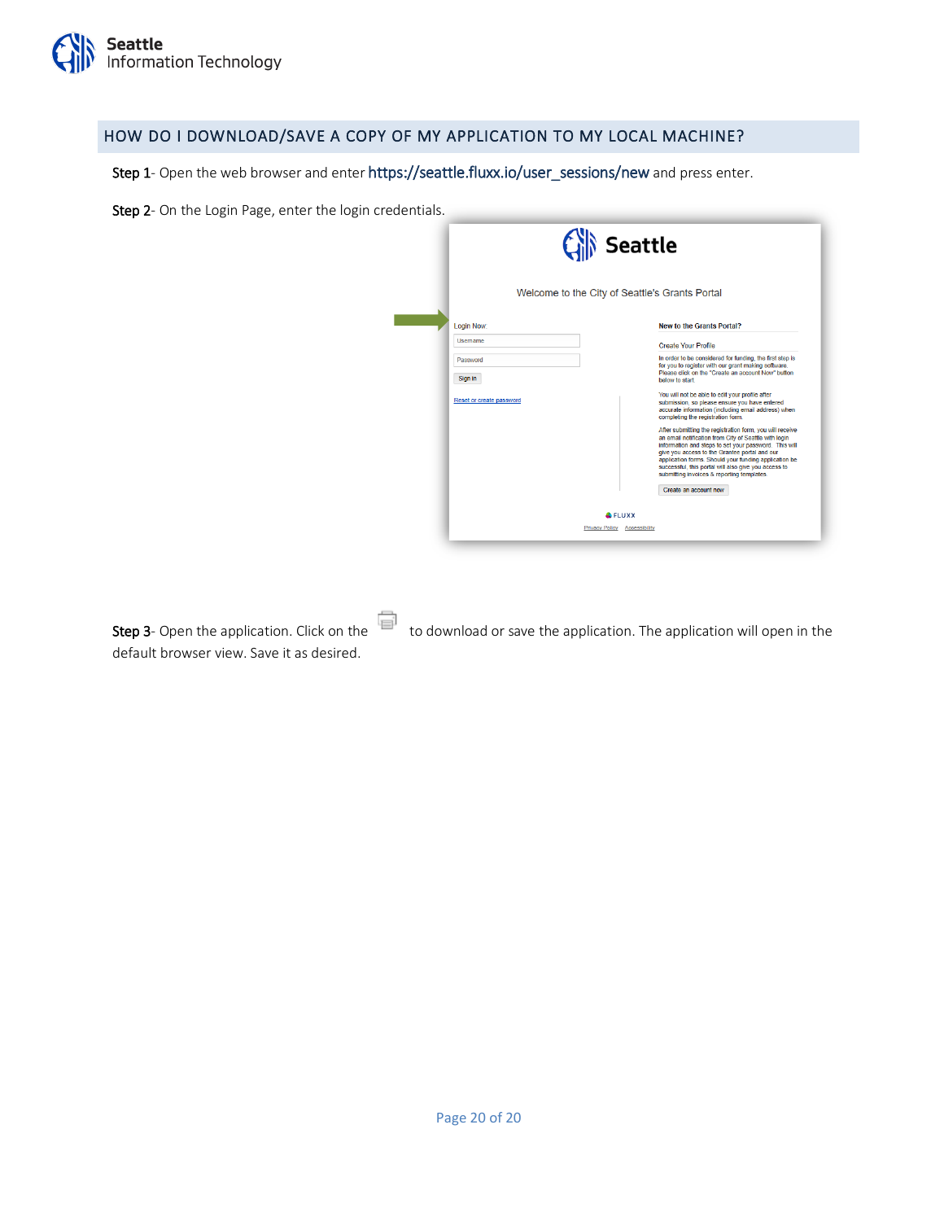## HOW DO I DOWNLOAD/SAVE A COPY OF MY APPLICATION TO MY LOCAL MACHINE?

**Step 1**- Open the web browser and enter https://seattle.fluxx.io/user_sessions/new and press enter.

**Step 2**- On the Login Page, enter the login credentials.

**Step 3**- Open the application. Click on the to download or save the application. The application will open in the default browser view. Save it as desired.